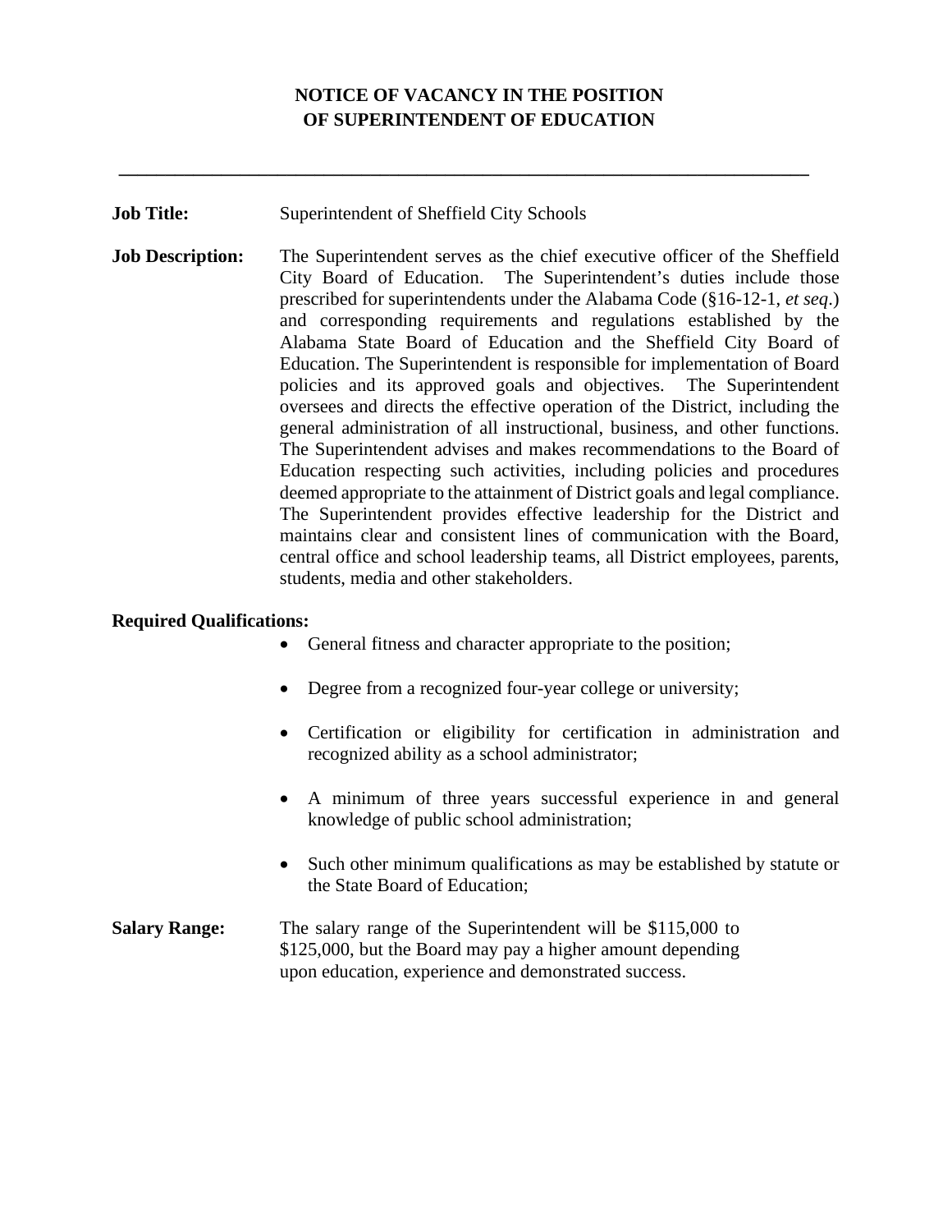# NOTICE OF VACANCY IN THE POSITION OF SUPERINTENDENT OF EDUCATION

---

**Job Title:** Superintendent of Sheffield City Schools

**Job Description:** The Superintendent serves as the chief executive officer of the Sheffield City Board of Education. The Superintendent's duties include those prescribed for superintendents under the Alabama Code (§16-12-1, *et seq*.) and corresponding requirements and regulations established by the Alabama State Board of Education and the Sheffield City Board of Education. The Superintendent is responsible for implementation of Board policies and its approved goals and objectives. The Superintendent oversees and directs the effective operation of the District, including the general administration of all instructional, business, and other functions. The Superintendent advises and makes recommendations to the Board of Education respecting such activities, including policies and procedures deemed appropriate to the attainment of District goals and legal compliance. The Superintendent provides effective leadership for the District and maintains clear and consistent lines of communication with the Board, central office and school leadership teams, all District employees, parents, students, media and other stakeholders.

**Required Qualifications:**

- General fitness and character appropriate to the position;
- Degree from a recognized four-year college or university;
- Certification or eligibility for certification in administration and recognized ability as a school administrator;
- A minimum of three years successful experience in and general knowledge of public school administration;
- Such other minimum qualifications as may be established by statute or the State Board of Education;

**Salary Range:** The salary range of the Superintendent will be $115,000 to $125,000, but the Board may pay a higher amount depending upon education, experience and demonstrated success.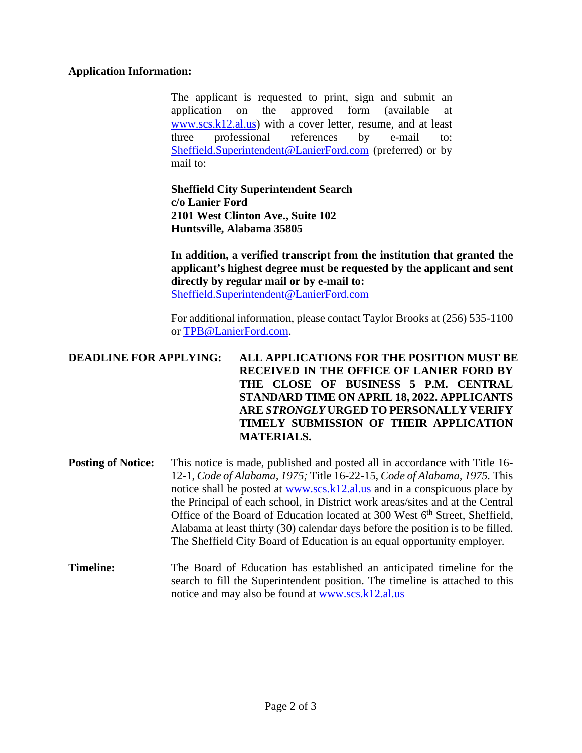**Application Information:**

The applicant is requested to print, sign and submit an application on the approved form (available at www.scs.k12.al.us) with a cover letter, resume, and at least three professional references by e-mail to: Sheffield.Superintendent@LanierFord.com (preferred) or by mail to:

**Sheffield City Superintendent Search**
**c/o Lanier Ford**
**2101 West Clinton Ave., Suite 102**
**Huntsville, Alabama 35805**

**In addition, a verified transcript from the institution that granted the applicant's highest degree must be requested by the applicant and sent directly by regular mail or by e-mail to:**
Sheffield.Superintendent@LanierFord.com

For additional information, please contact Taylor Brooks at (256) 535-1100 or TPB@LanierFord.com.

**DEADLINE FOR APPLYING:** **ALL APPLICATIONS FOR THE POSITION MUST BE RECEIVED IN THE OFFICE OF LANIER FORD BY THE CLOSE OF BUSINESS 5 P.M. CENTRAL STANDARD TIME ON APRIL 18, 2022. APPLICANTS ARE *STRONGLY* URGED TO PERSONALLY VERIFY TIMELY SUBMISSION OF THEIR APPLICATION MATERIALS.**

**Posting of Notice:** This notice is made, published and posted all in accordance with Title 16-12-1, *Code of Alabama, 1975;* Title 16-22-15, *Code of Alabama, 1975.* This notice shall be posted at www.scs.k12.al.us and in a conspicuous place by the Principal of each school, in District work areas/sites and at the Central Office of the Board of Education located at 300 West 6th Street, Sheffield, Alabama at least thirty (30) calendar days before the position is to be filled. The Sheffield City Board of Education is an equal opportunity employer.

**Timeline:** The Board of Education has established an anticipated timeline for the search to fill the Superintendent position. The timeline is attached to this notice and may also be found at www.scs.k12.al.us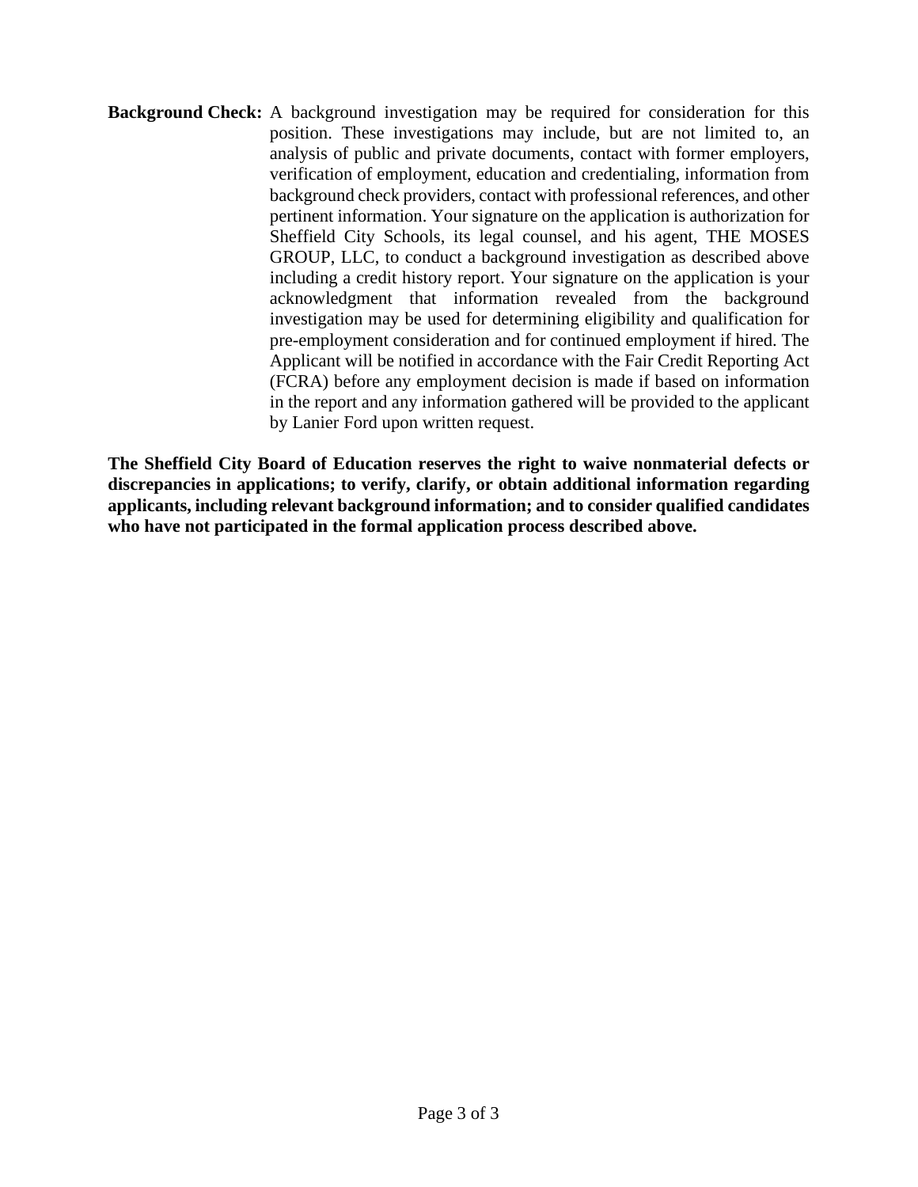**Background Check:** A background investigation may be required for consideration for this position. These investigations may include, but are not limited to, an analysis of public and private documents, contact with former employers, verification of employment, education and credentialing, information from background check providers, contact with professional references, and other pertinent information. Your signature on the application is authorization for Sheffield City Schools, its legal counsel, and his agent, THE MOSES GROUP, LLC, to conduct a background investigation as described above including a credit history report. Your signature on the application is your acknowledgment that information revealed from the background investigation may be used for determining eligibility and qualification for pre-employment consideration and for continued employment if hired. The Applicant will be notified in accordance with the Fair Credit Reporting Act (FCRA) before any employment decision is made if based on information in the report and any information gathered will be provided to the applicant by Lanier Ford upon written request.

**The Sheffield City Board of Education reserves the right to waive nonmaterial defects or discrepancies in applications; to verify, clarify, or obtain additional information regarding applicants, including relevant background information; and to consider qualified candidates who have not participated in the formal application process described above.**